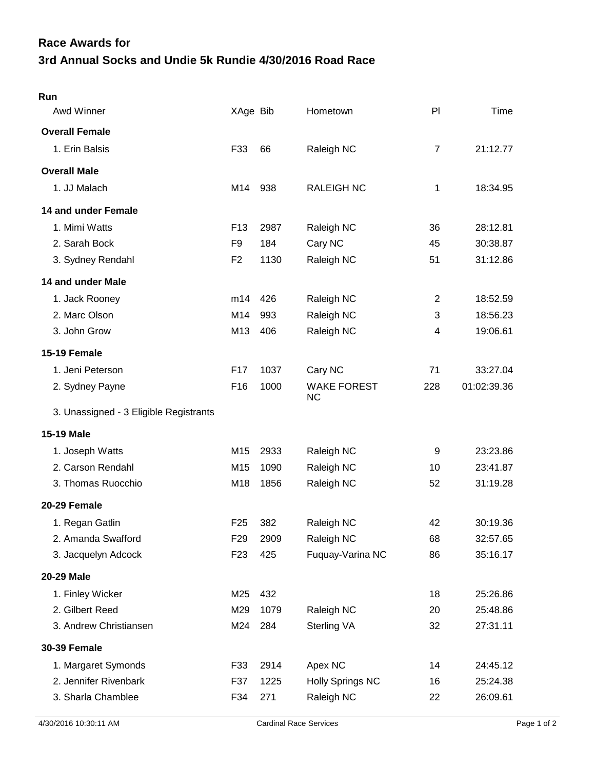## Race Awards for
# 3rd Annual Socks and Undie 5k Rundie 4/30/2016 Road Race

### Run

| Awd Winner | XAge | Bib | Hometown | Pl | Time |
|---|---|---|---|---|---|
| **Overall Female** | | | | | |
| 1. Erin Balsis | F33 | 66 | Raleigh NC | 7 | 21:12.77 |
| **Overall Male** | | | | | |
| 1. JJ Malach | M14 | 938 | RALEIGH NC | 1 | 18:34.95 |
| **14 and under Female** | | | | | |
| 1. Mimi Watts | F13 | 2987 | Raleigh NC | 36 | 28:12.81 |
| 2. Sarah Bock | F9 | 184 | Cary NC | 45 | 30:38.87 |
| 3. Sydney Rendahl | F2 | 1130 | Raleigh NC | 51 | 31:12.86 |
| **14 and under Male** | | | | | |
| 1. Jack Rooney | m14 | 426 | Raleigh NC | 2 | 18:52.59 |
| 2. Marc Olson | M14 | 993 | Raleigh NC | 3 | 18:56.23 |
| 3. John Grow | M13 | 406 | Raleigh NC | 4 | 19:06.61 |
| **15-19 Female** | | | | | |
| 1. Jeni Peterson | F17 | 1037 | Cary NC | 71 | 33:27.04 |
| 2. Sydney Payne | F16 | 1000 | WAKE FOREST NC | 228 | 01:02:39.36 |
| 3. Unassigned - 3 Eligible Registrants | | | | | |
| **15-19 Male** | | | | | |
| 1. Joseph Watts | M15 | 2933 | Raleigh NC | 9 | 23:23.86 |
| 2. Carson Rendahl | M15 | 1090 | Raleigh NC | 10 | 23:41.87 |
| 3. Thomas Ruocchio | M18 | 1856 | Raleigh NC | 52 | 31:19.28 |
| **20-29 Female** | | | | | |
| 1. Regan Gatlin | F25 | 382 | Raleigh NC | 42 | 30:19.36 |
| 2. Amanda Swafford | F29 | 2909 | Raleigh NC | 68 | 32:57.65 |
| 3. Jacquelyn Adcock | F23 | 425 | Fuquay-Varina NC | 86 | 35:16.17 |
| **20-29 Male** | | | | | |
| 1. Finley Wicker | M25 | 432 | | 18 | 25:26.86 |
| 2. Gilbert Reed | M29 | 1079 | Raleigh NC | 20 | 25:48.86 |
| 3. Andrew Christiansen | M24 | 284 | Sterling VA | 32 | 27:31.11 |
| **30-39 Female** | | | | | |
| 1. Margaret Symonds | F33 | 2914 | Apex NC | 14 | 24:45.12 |
| 2. Jennifer Rivenbark | F37 | 1225 | Holly Springs NC | 16 | 25:24.38 |
| 3. Sharla Chamblee | F34 | 271 | Raleigh NC | 22 | 26:09.61 |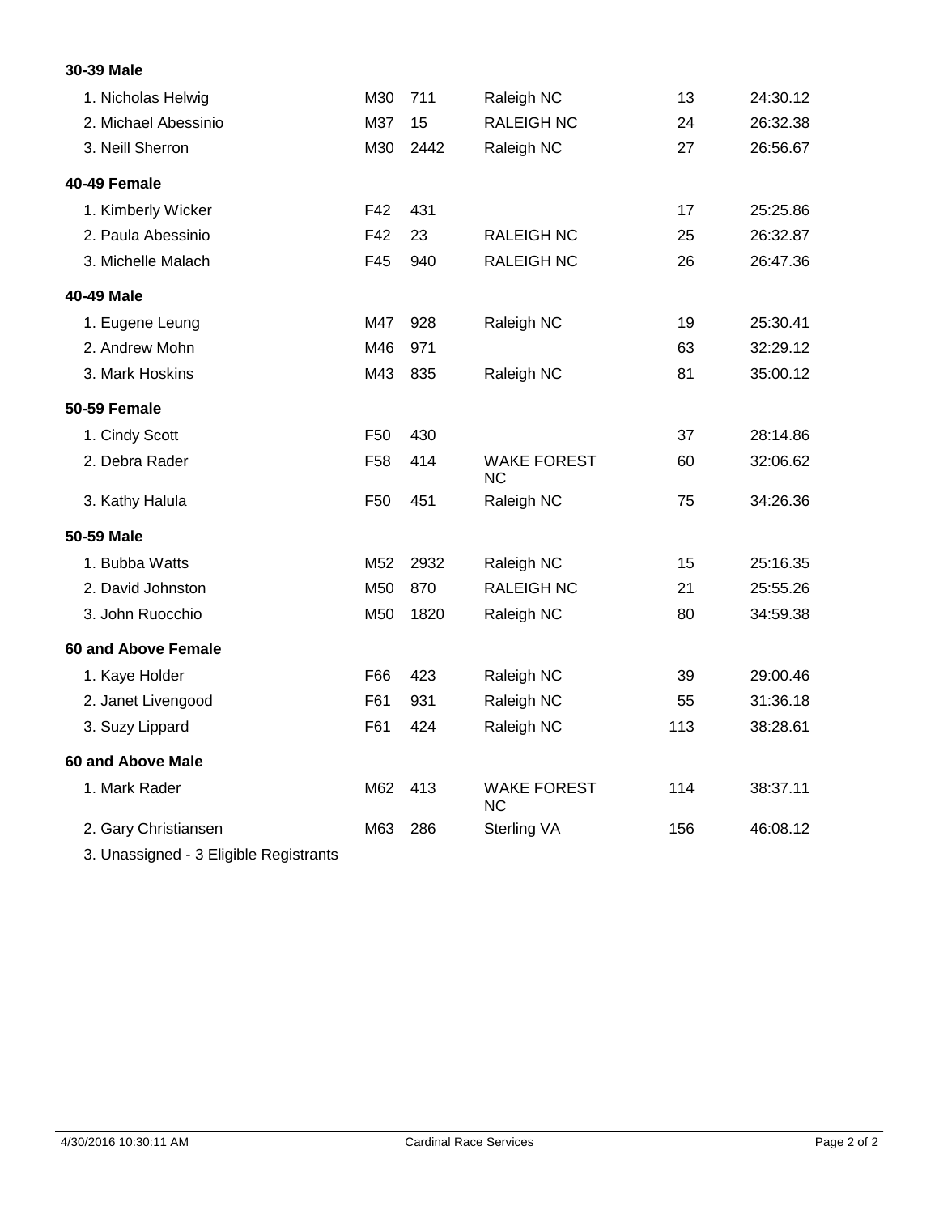**30-39 Male**

| | | | | | |
|---|---|---|---|---|---|
| 1. Nicholas Helwig | M30 | 711 | Raleigh NC | 13 | 24:30.12 |
| 2. Michael Abessinio | M37 | 15 | RALEIGH NC | 24 | 26:32.38 |
| 3. Neill Sherron | M30 | 2442 | Raleigh NC | 27 | 26:56.67 |

**40-49 Female**

| | | | | | |
|---|---|---|---|---|---|
| 1. Kimberly Wicker | F42 | 431 | | 17 | 25:25.86 |
| 2. Paula Abessinio | F42 | 23 | RALEIGH NC | 25 | 26:32.87 |
| 3. Michelle Malach | F45 | 940 | RALEIGH NC | 26 | 26:47.36 |

**40-49 Male**

| | | | | | |
|---|---|---|---|---|---|
| 1. Eugene Leung | M47 | 928 | Raleigh NC | 19 | 25:30.41 |
| 2. Andrew Mohn | M46 | 971 | | 63 | 32:29.12 |
| 3. Mark Hoskins | M43 | 835 | Raleigh NC | 81 | 35:00.12 |

**50-59 Female**

| | | | | | |
|---|---|---|---|---|---|
| 1. Cindy Scott | F50 | 430 | | 37 | 28:14.86 |
| 2. Debra Rader | F58 | 414 | WAKE FOREST NC | 60 | 32:06.62 |
| 3. Kathy Halula | F50 | 451 | Raleigh NC | 75 | 34:26.36 |

**50-59 Male**

| | | | | | |
|---|---|---|---|---|---|
| 1. Bubba Watts | M52 | 2932 | Raleigh NC | 15 | 25:16.35 |
| 2. David Johnston | M50 | 870 | RALEIGH NC | 21 | 25:55.26 |
| 3. John Ruocchio | M50 | 1820 | Raleigh NC | 80 | 34:59.38 |

**60 and Above Female**

| | | | | | |
|---|---|---|---|---|---|
| 1. Kaye Holder | F66 | 423 | Raleigh NC | 39 | 29:00.46 |
| 2. Janet Livengood | F61 | 931 | Raleigh NC | 55 | 31:36.18 |
| 3. Suzy Lippard | F61 | 424 | Raleigh NC | 113 | 38:28.61 |

**60 and Above Male**

| | | | | | |
|---|---|---|---|---|---|
| 1. Mark Rader | M62 | 413 | WAKE FOREST NC | 114 | 38:37.11 |
| 2. Gary Christiansen | M63 | 286 | Sterling VA | 156 | 46:08.12 |

3. Unassigned - 3 Eligible Registrants

4/30/2016 10:30:11 AM Cardinal Race Services